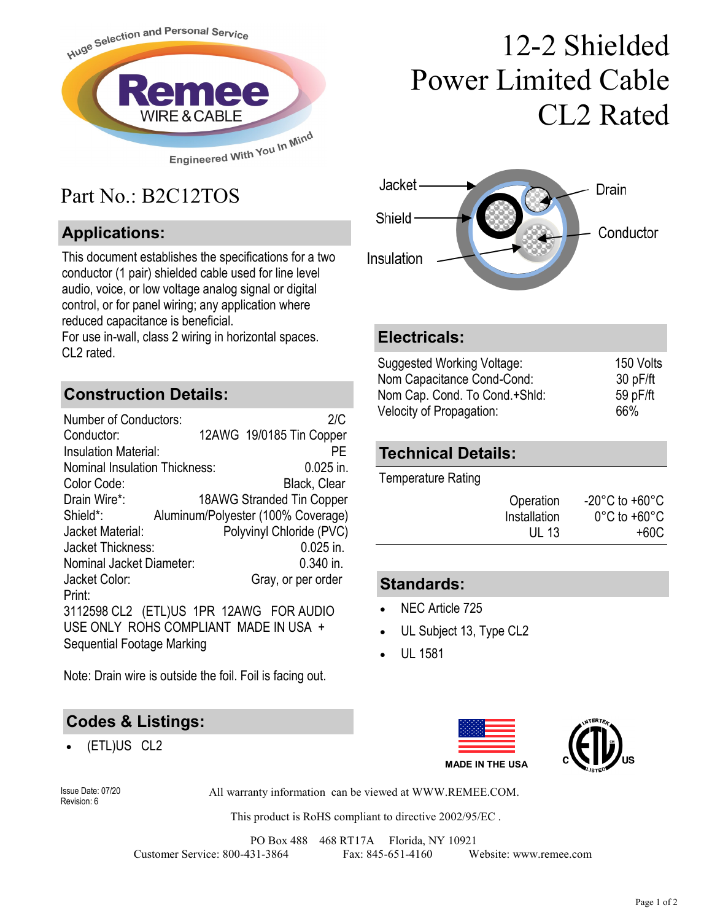Huge Selection and Personal Service

Remee WIRE & CABLE

Engineered With You In Mind

# 12-2 Shielded Power Limited Cable CL2 Rated

Part No.: B2C12TOS

Jacket
Shield
Insulation
Drain
Conductor

## Applications:

This document establishes the specifications for a two conductor (1 pair) shielded cable used for line level audio, voice, or low voltage analog signal or digital control, or for panel wiring; any application where reduced capacitance is beneficial.
For use in-wall, class 2 wiring in horizontal spaces.
CL2 rated.

## Construction Details:

| | |
|---|---|
| Number of Conductors: | 2/C |
| Conductor: | 12AWG 19/0185 Tin Copper |
| Insulation Material: | PE |
| Nominal Insulation Thickness: | 0.025 in. |
| Color Code: | Black, Clear |
| Drain Wire*: | 18AWG Stranded Tin Copper |
| Shield*: | Aluminum/Polyester (100% Coverage) |
| Jacket Material: | Polyvinyl Chloride (PVC) |
| Jacket Thickness: | 0.025 in. |
| Nominal Jacket Diameter: | 0.340 in. |
| Jacket Color: | Gray, or per order |

Print:
3112598 CL2 (ETL)US 1PR 12AWG FOR AUDIO USE ONLY ROHS COMPLIANT MADE IN USA + Sequential Footage Marking

Note: Drain wire is outside the foil. Foil is facing out.

## Electricals:

| | |
|---|---|
| Suggested Working Voltage: | 150 Volts |
| Nom Capacitance Cond-Cond: | 30 pF/ft |
| Nom Cap. Cond. To Cond.+Shld: | 59 pF/ft |
| Velocity of Propagation: | 66% |

## Technical Details:

Temperature Rating

| | |
|---|---|
| Operation | -20°C to +60°C |
| Installation | 0°C to +60°C |
| UL 13 | +60C |

## Standards:

- NEC Article 725
- UL Subject 13, Type CL2
- UL 1581

## Codes & Listings:

- (ETL)US CL2

MADE IN THE USA

C INTERTEK ETL LISTED US

Issue Date: 07/20
Revision: 6

All warranty information can be viewed at WWW.REMEE.COM.

This product is RoHS compliant to directive 2002/95/EC .

PO Box 488 468 RT17A Florida, NY 10921
Customer Service: 800-431-3864 Fax: 845-651-4160 Website: www.remee.com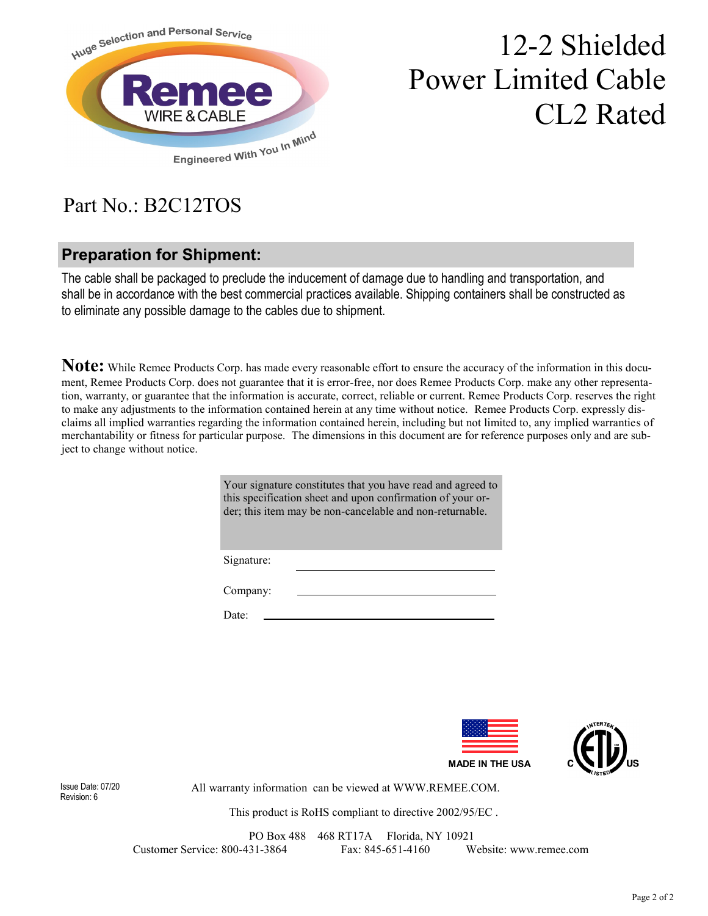# 12-2 Shielded Power Limited Cable CL2 Rated

Part No.: B2C12TOS

## Preparation for Shipment:

The cable shall be packaged to preclude the inducement of damage due to handling and transportation, and shall be in accordance with the best commercial practices available. Shipping containers shall be constructed as to eliminate any possible damage to the cables due to shipment.

**Note:** While Remee Products Corp. has made every reasonable effort to ensure the accuracy of the information in this document, Remee Products Corp. does not guarantee that it is error-free, nor does Remee Products Corp. make any other representation, warranty, or guarantee that the information is accurate, correct, reliable or current. Remee Products Corp. reserves the right to make any adjustments to the information contained herein at any time without notice. Remee Products Corp. expressly disclaims all implied warranties regarding the information contained herein, including but not limited to, any implied warranties of merchantability or fitness for particular purpose. The dimensions in this document are for reference purposes only and are subject to change without notice.

Your signature constitutes that you have read and agreed to this specification sheet and upon confirmation of your order; this item may be non-cancelable and non-returnable.

Signature: ______________________

Company: ______________________

Date: ______________________

MADE IN THE USA

Issue Date: 07/20
Revision: 6

All warranty information can be viewed at WWW.REMEE.COM.

This product is RoHS compliant to directive 2002/95/EC .

PO Box 488 468 RT17A Florida, NY 10921
Customer Service: 800-431-3864 Fax: 845-651-4160 Website: www.remee.com